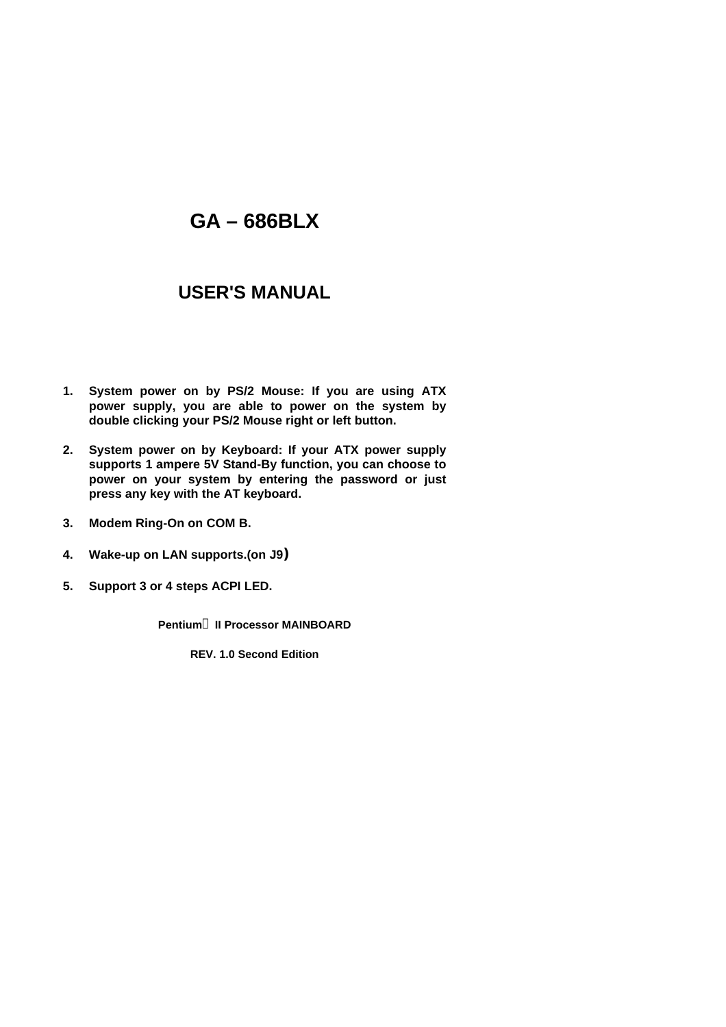# GA – 686BLX

## USER'S MANUAL

1. **System power on by PS/2 Mouse: If you are using ATX power supply, you are able to power on the system by double clicking your PS/2 Mouse right or left button.**
2. **System power on by Keyboard: If your ATX power supply supports 1 ampere 5V Stand-By function, you can choose to power on your system by entering the password or just press any key with the AT keyboard.**
3. **Modem Ring-On on COM B.**
4. **Wake-up on LAN supports.(on J9)**
5. **Support 3 or 4 steps ACPI LED.**

**Pentium® II Processor MAINBOARD**

**REV. 1.0 Second Edition**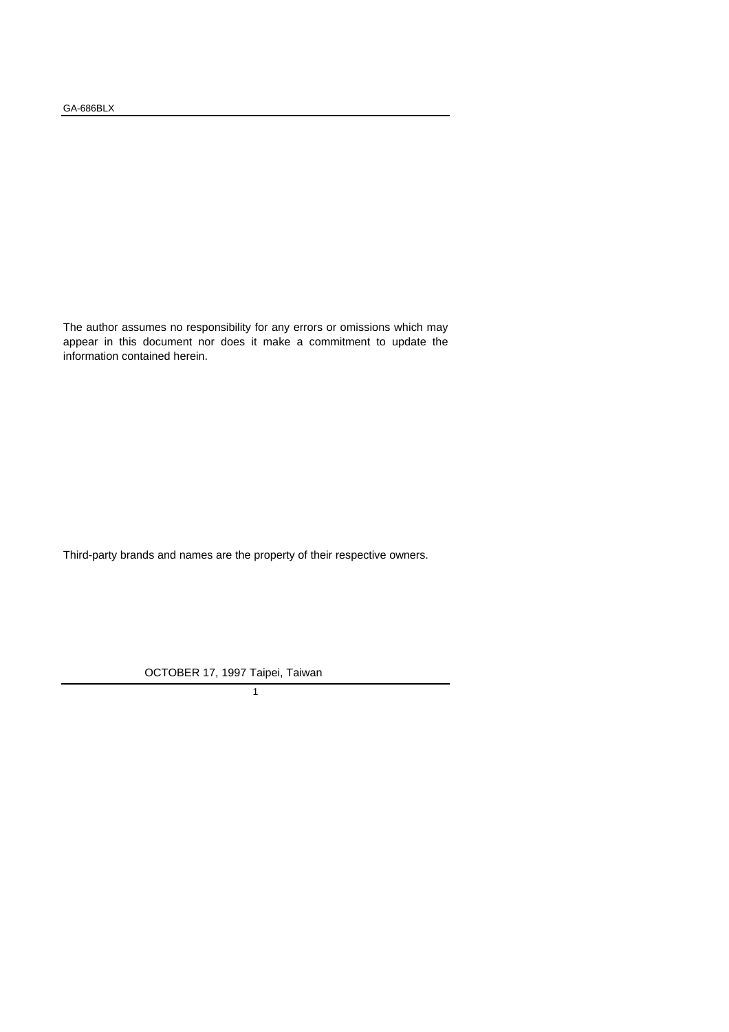The author assumes no responsibility for any errors or omissions which may appear in this document nor does it make a commitment to update the information contained herein.

Third-party brands and names are the property of their respective owners.

OCTOBER 17, 1997 Taipei, Taiwan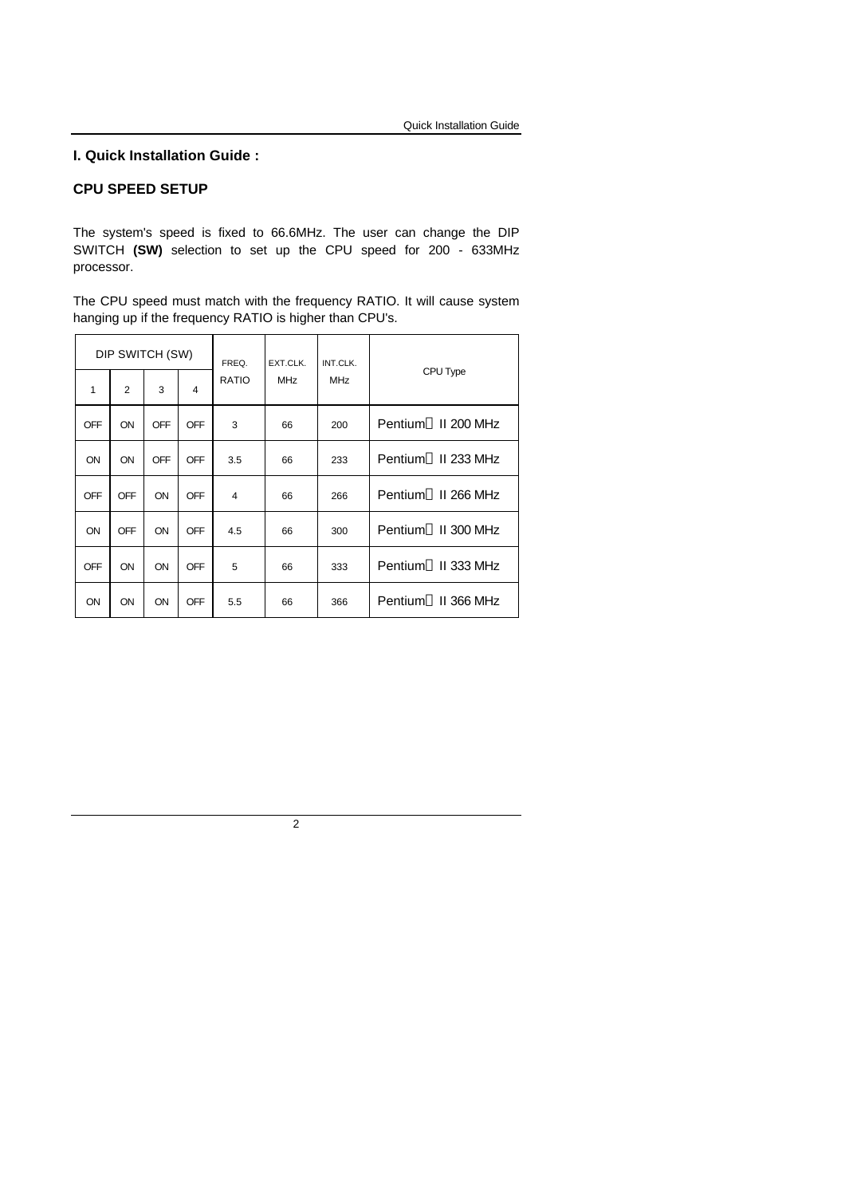## I. Quick Installation Guide :

### CPU SPEED SETUP

The system's speed is fixed to 66.6MHz. The user can change the DIP SWITCH **(SW)** selection to set up the CPU speed for 200 - 633MHz processor.

The CPU speed must match with the frequency RATIO. It will cause system hanging up if the frequency RATIO is higher than CPU's.

| DIP SWITCH (SW) | | | | FREQ. RATIO | EXT.CLK. MHz | INT.CLK. MHz | CPU Type |
|---|---|---|---|---|---|---|---|
| 1 | 2 | 3 | 4 | | | | |
| OFF | ON | OFF | OFF | 3 | 66 | 200 | Pentium II 200 MHz |
| ON | ON | OFF | OFF | 3.5 | 66 | 233 | Pentium II 233 MHz |
| OFF | OFF | ON | OFF | 4 | 66 | 266 | Pentium II 266 MHz |
| ON | OFF | ON | OFF | 4.5 | 66 | 300 | Pentium II 300 MHz |
| OFF | ON | ON | OFF | 5 | 66 | 333 | Pentium II 333 MHz |
| ON | ON | ON | OFF | 5.5 | 66 | 366 | Pentium II 366 MHz |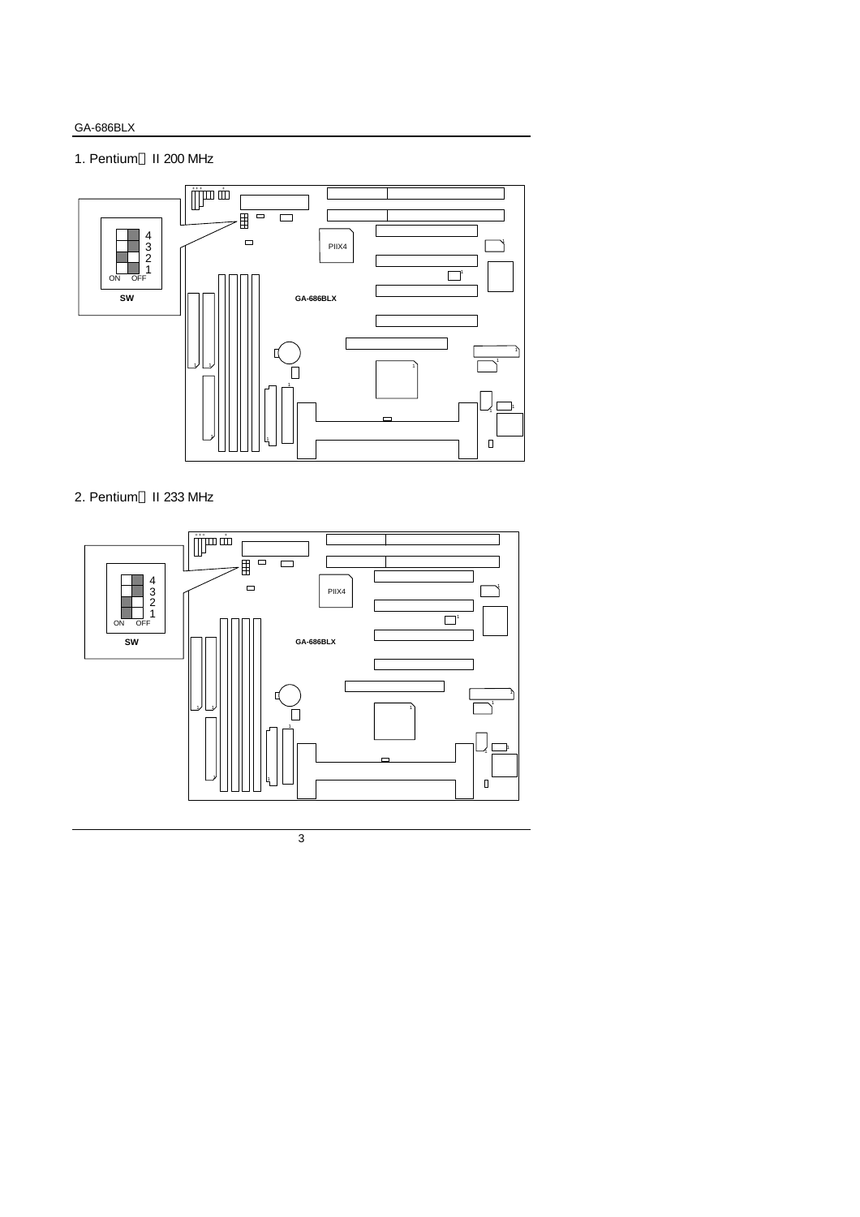1. Pentium II 200 MHz

SW

4
3
2
1

ON OFF

PIIX4

GA-686BLX

2. Pentium II 233 MHz

SW

4
3
2
1

ON OFF

PIIX4

GA-686BLX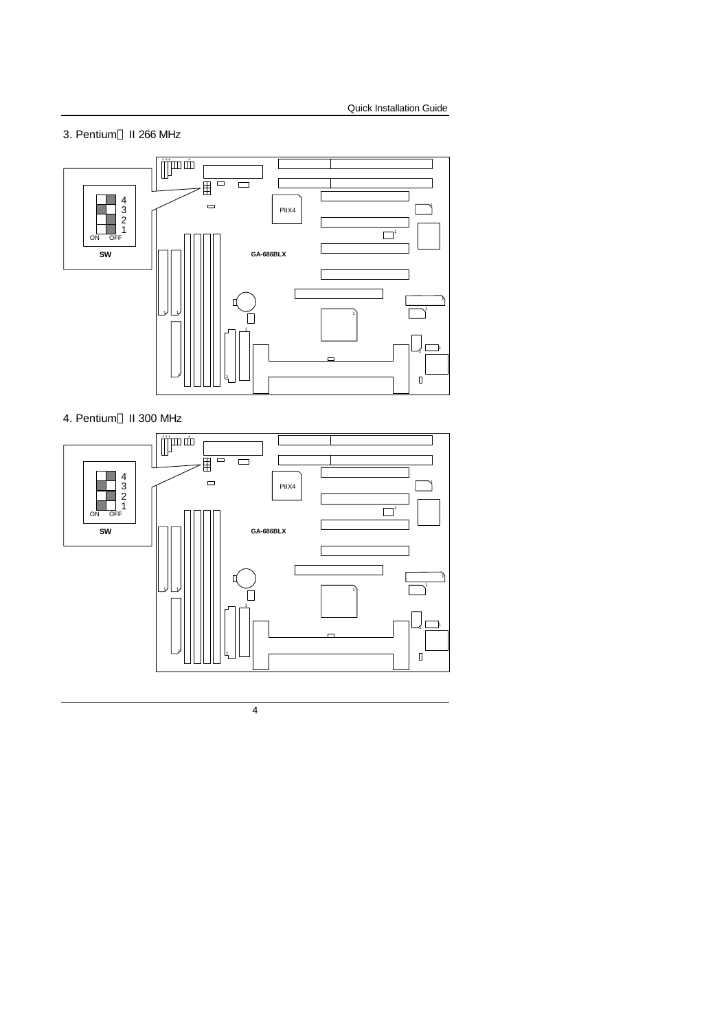3. Pentium II 266 MHz

SW

4 3 2 1

ON OFF

GA-686BLX

PIIX4

4. Pentium II 300 MHz

SW

4 3 2 1

ON OFF

GA-686BLX

PIIX4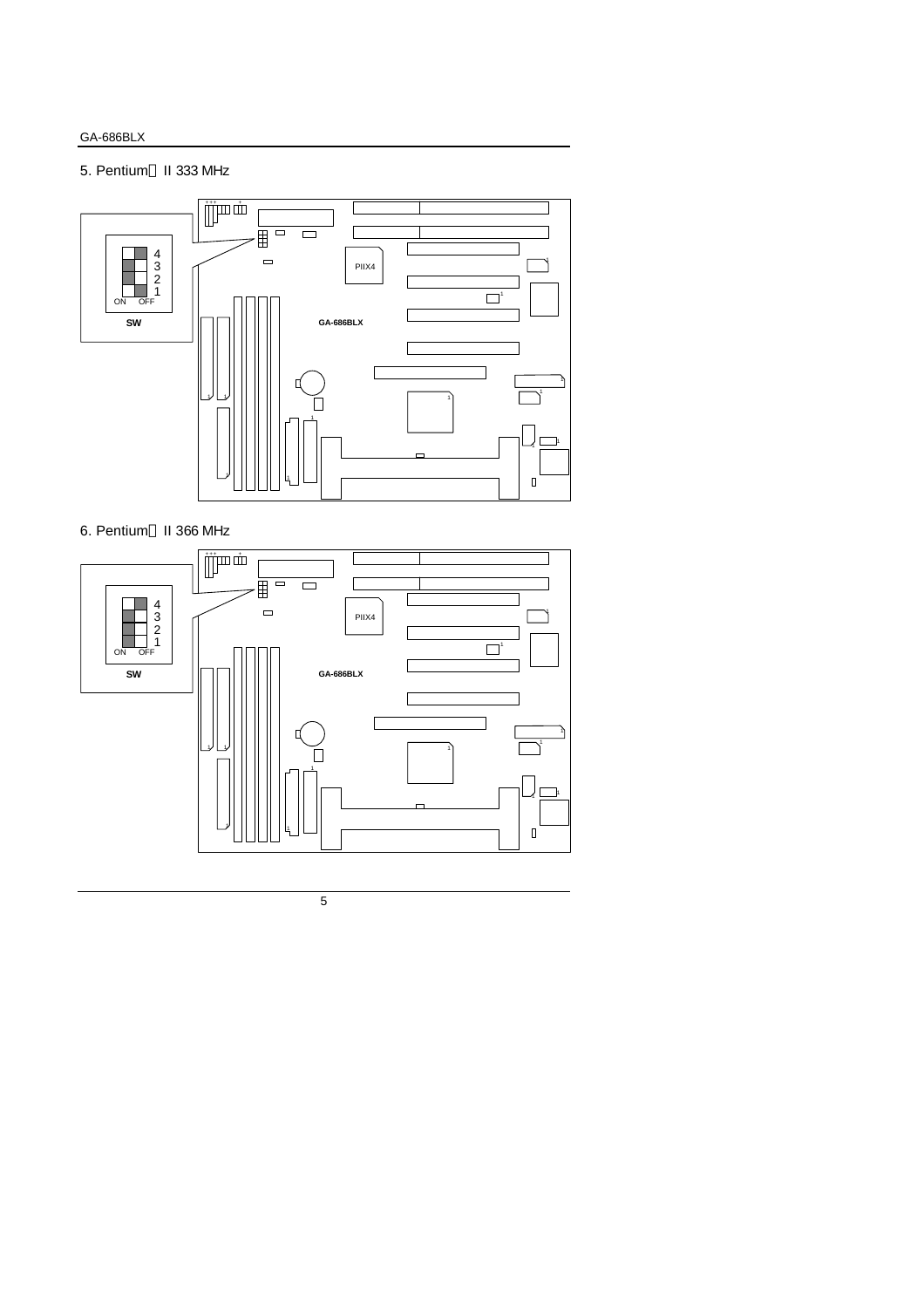## 5. Pentium® II 333 MHz

SW

| | ON | OFF |
|---|---|---|
| 4 | | ■ |
| 3 | ■ | |
| 2 | ■ | |
| 1 | | ■ |

## 6. Pentium® II 366 MHz

SW

| | ON | OFF |
|---|---|---|
| 4 | | ■ |
| 3 | ■ | |
| 2 | ■ | |
| 1 | ■ | |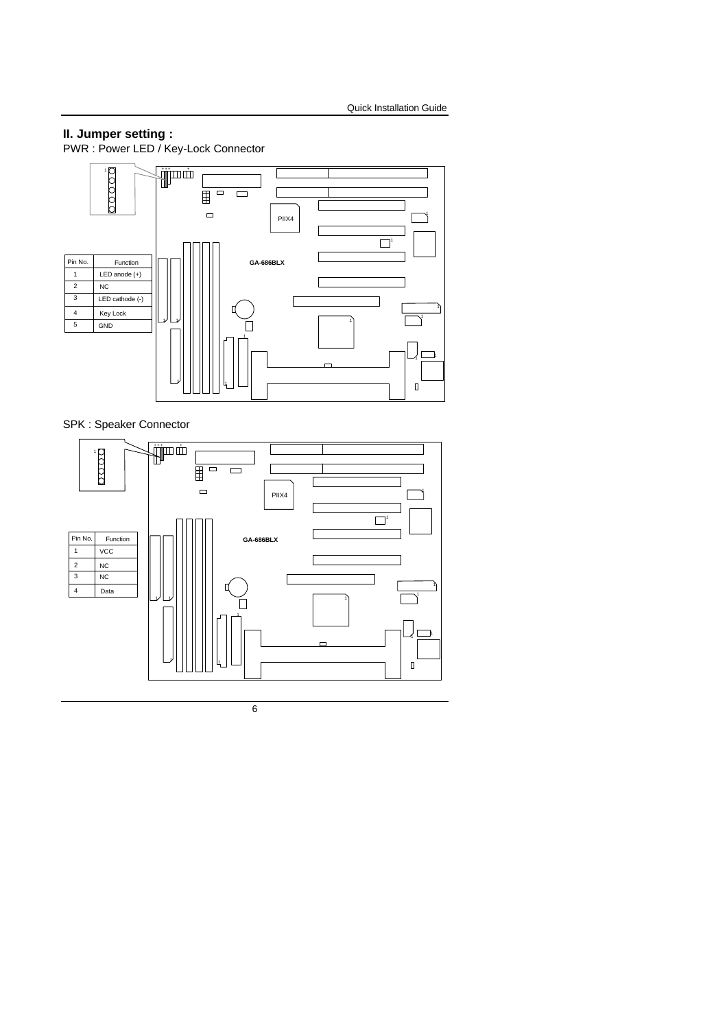## II. Jumper setting :

PWR : Power LED / Key-Lock Connector

| Pin No. | Function |
| --- | --- |
| 1 | LED anode (+) |
| 2 | NC |
| 3 | LED cathode (-) |
| 4 | Key Lock |
| 5 | GND |

SPK : Speaker Connector

| Pin No. | Function |
| --- | --- |
| 1 | VCC |
| 2 | NC |
| 3 | NC |
| 4 | Data |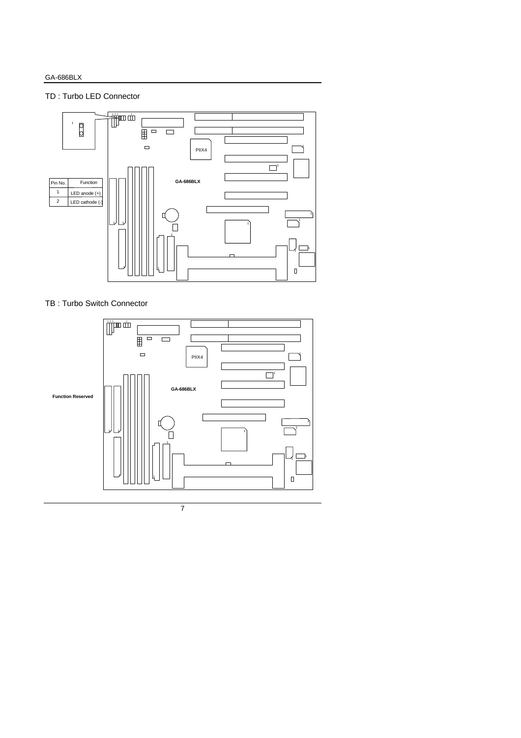## TD : Turbo LED Connector

| Pin No. | Function |
|---|---|
| 1 | LED anode (+) |
| 2 | LED cathode (-) |

## TB : Turbo Switch Connector

**Function Reserved**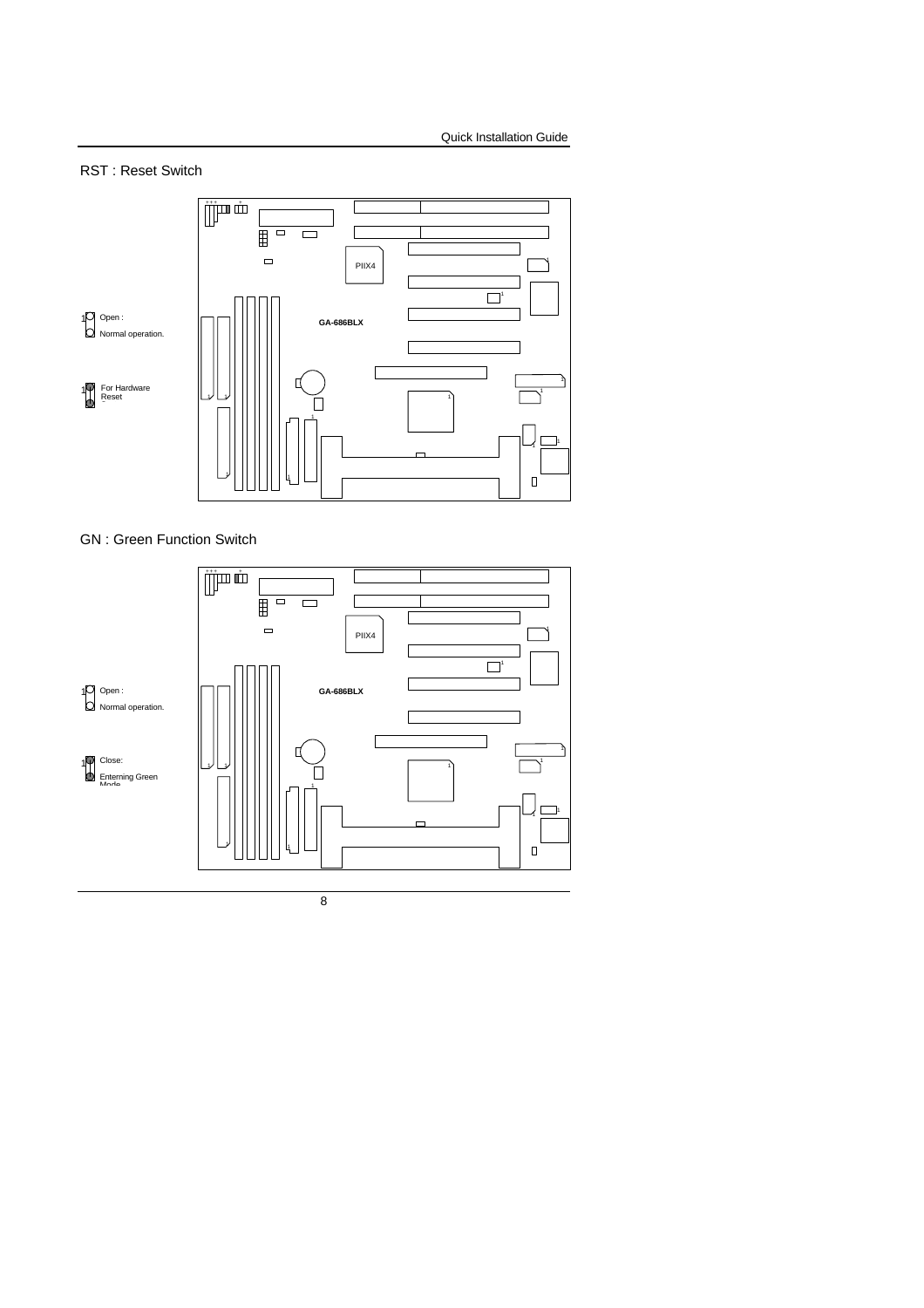## RST : Reset Switch

1 Open : Normal operation.

1 For Hardware Reset

PIIX4

GA-686BLX

## GN : Green Function Switch

1 Open : Normal operation.

1 Close: Enterning Green Mode

PIIX4

GA-686BLX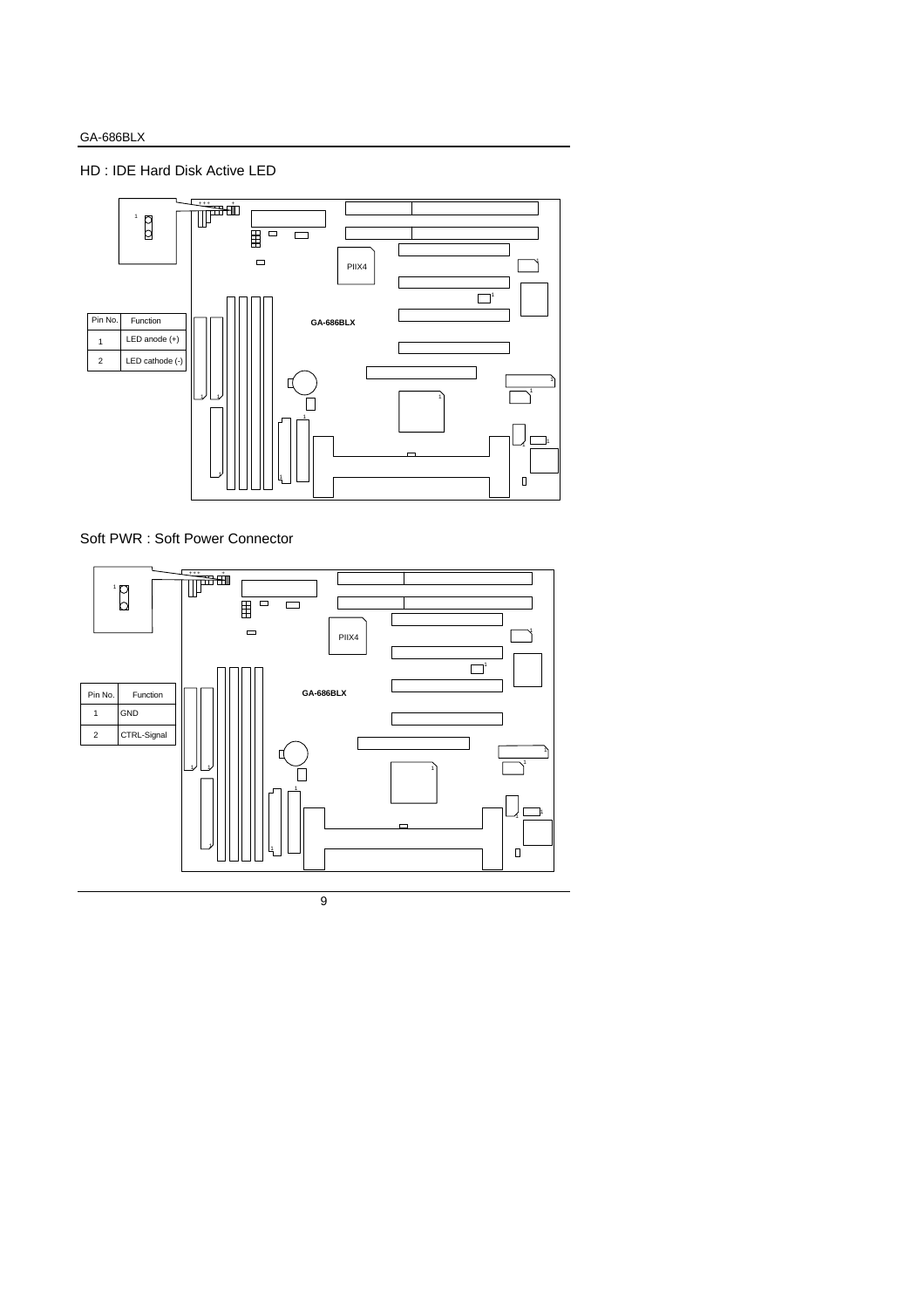## HD : IDE Hard Disk Active LED

| Pin No. | Function |
|---|---|
| 1 | LED anode (+) |
| 2 | LED cathode (-) |

## Soft PWR : Soft Power Connector

| Pin No. | Function |
|---|---|
| 1 | GND |
| 2 | CTRL-Signal |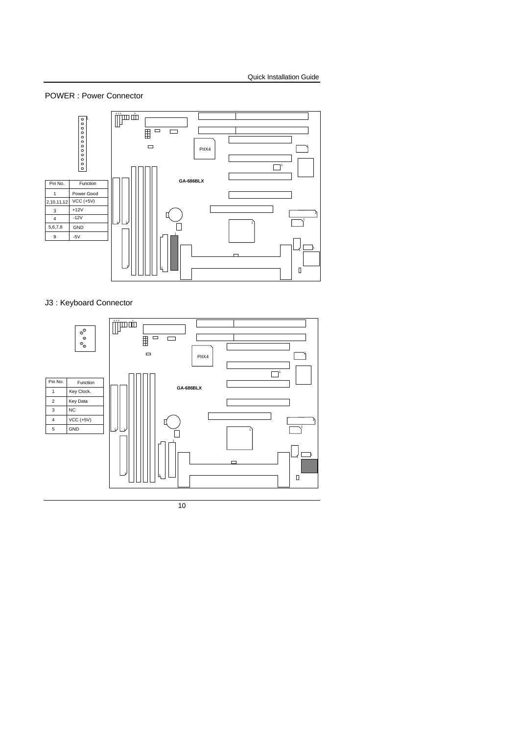## POWER : Power Connector

| Pin No. | Function |
|---|---|
| 1 | Power Good |
| 2,10,11,12 | VCC (+5V) |
| 3 | +12V |
| 4 | -12V |
| 5,6,7,8 | GND |
| 9 | -5V |

## J3 : Keyboard Connector

| Pin No. | Function |
|---|---|
| 1 | Key Clock. |
| 2 | Key Data |
| 3 | NC |
| 4 | VCC (+5V) |
| 5 | GND |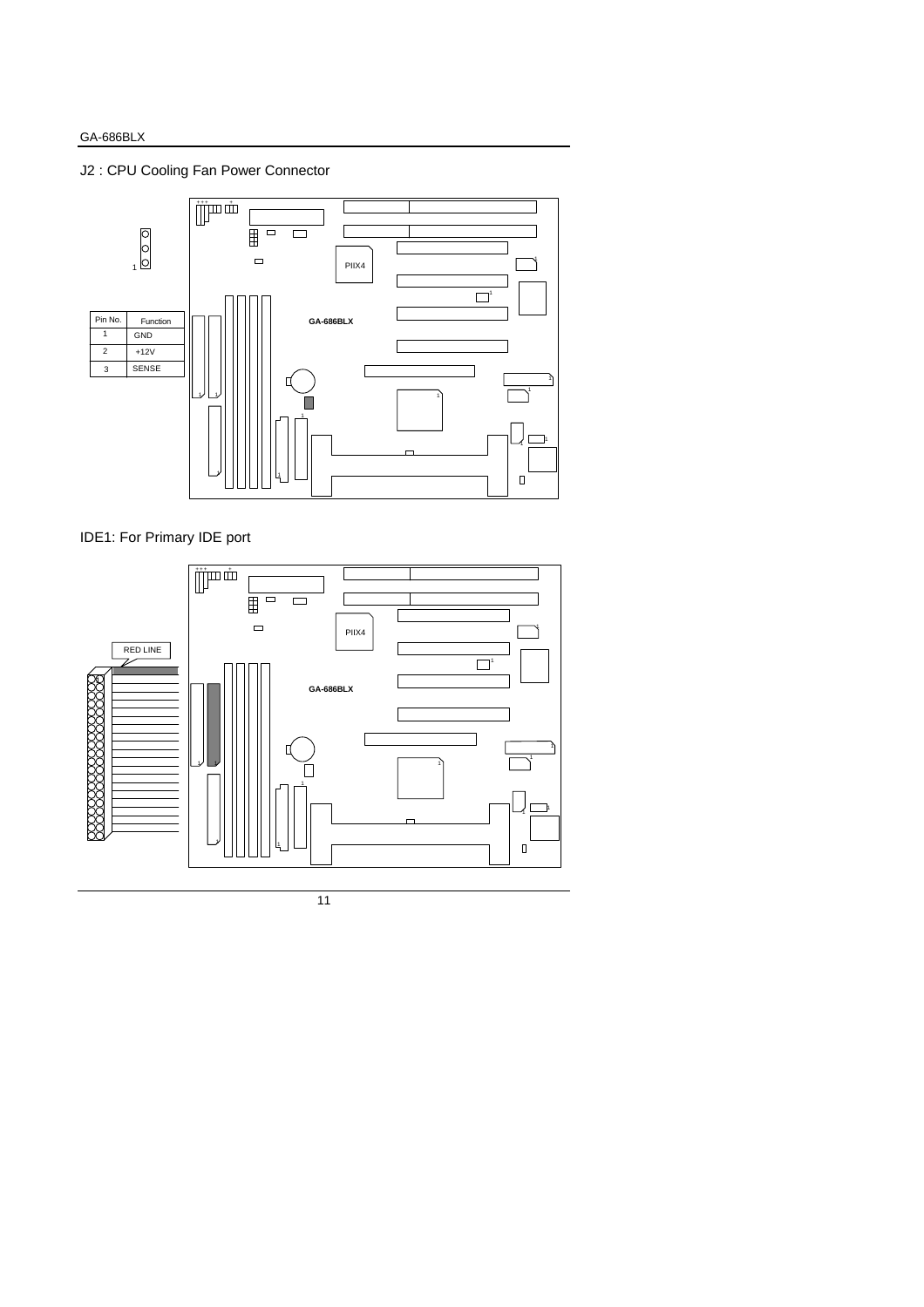## J2 : CPU Cooling Fan Power Connector

| Pin No. | Function |
| --- | --- |
| 1 | GND |
| 2 | +12V |
| 3 | SENSE |

## IDE1: For Primary IDE port

RED LINE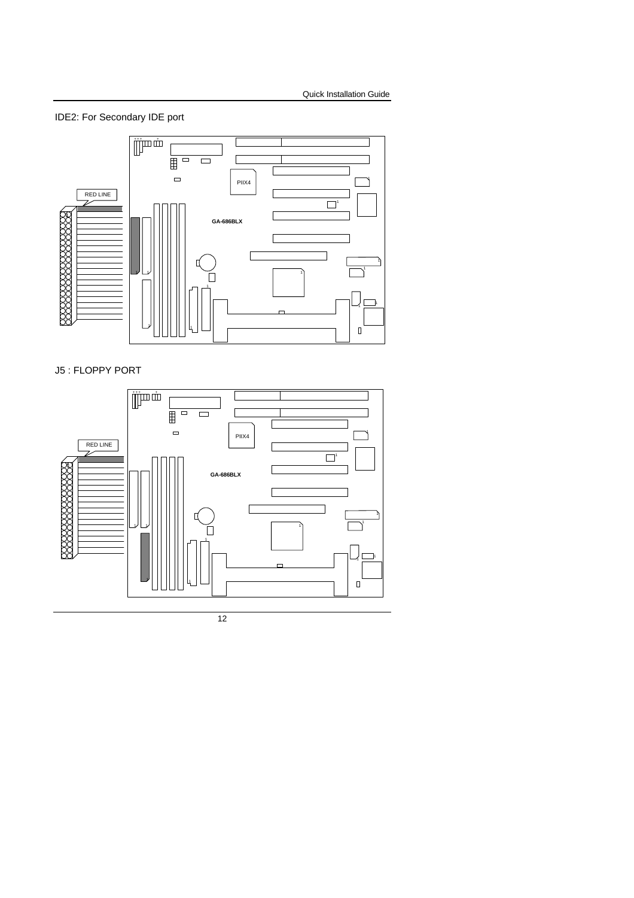IDE2: For Secondary IDE port

RED LINE

PIIX4

GA-686BLX

J5 : FLOPPY PORT

RED LINE

PIIX4

GA-686BLX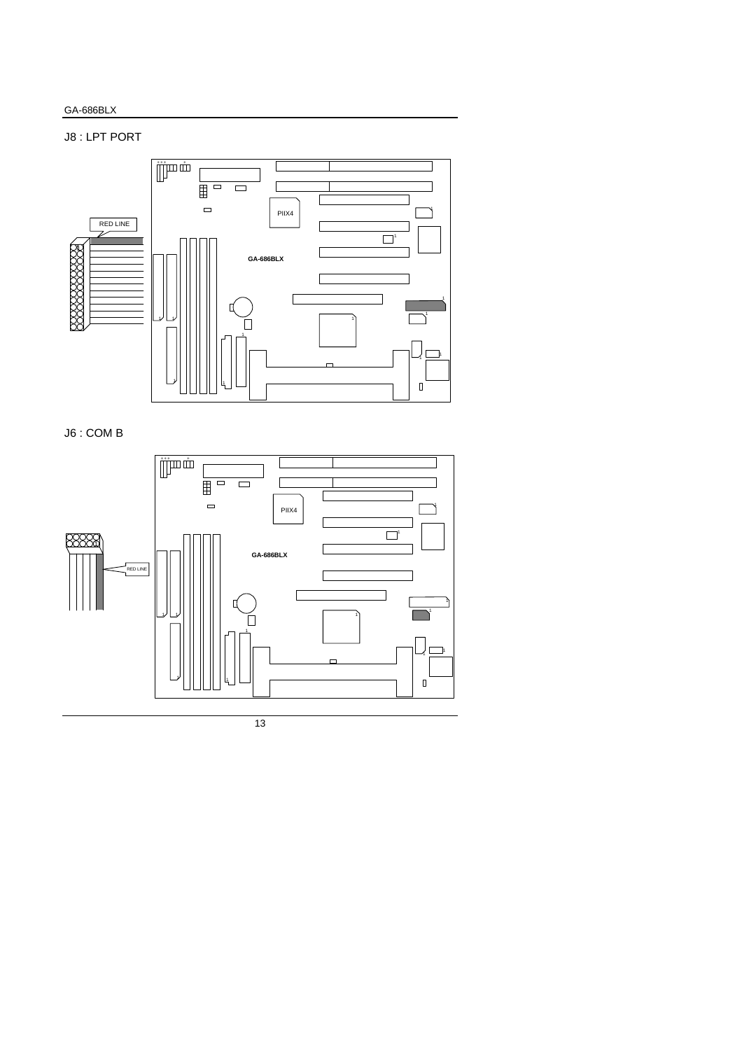## J8 : LPT PORT

RED LINE

PIIX4

GA-686BLX

## J6 : COM B

RED LINE

PIIX4

GA-686BLX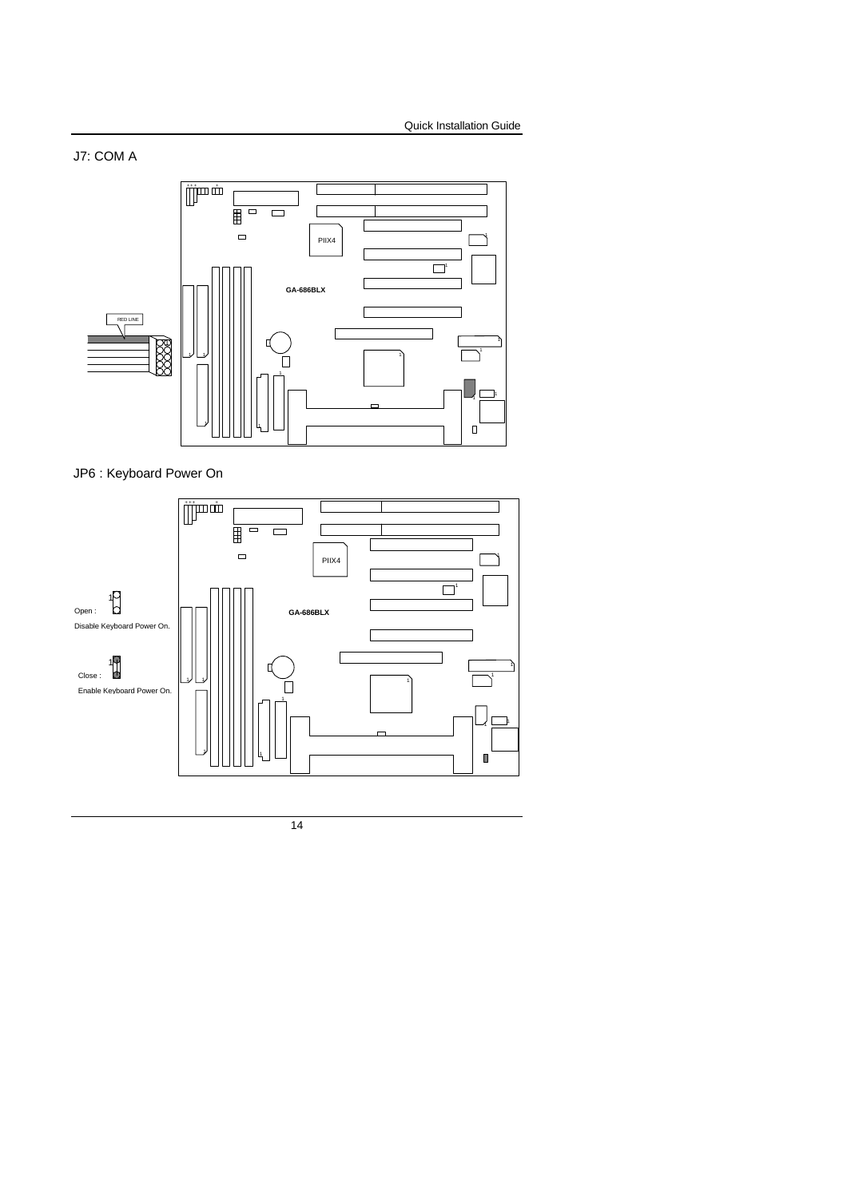## J7: COM A

RED LINE

GA-686BLX

PIIX4

## JP6 : Keyboard Power On

Open : Disable Keyboard Power On.

Close : Enable Keyboard Power On.

GA-686BLX

PIIX4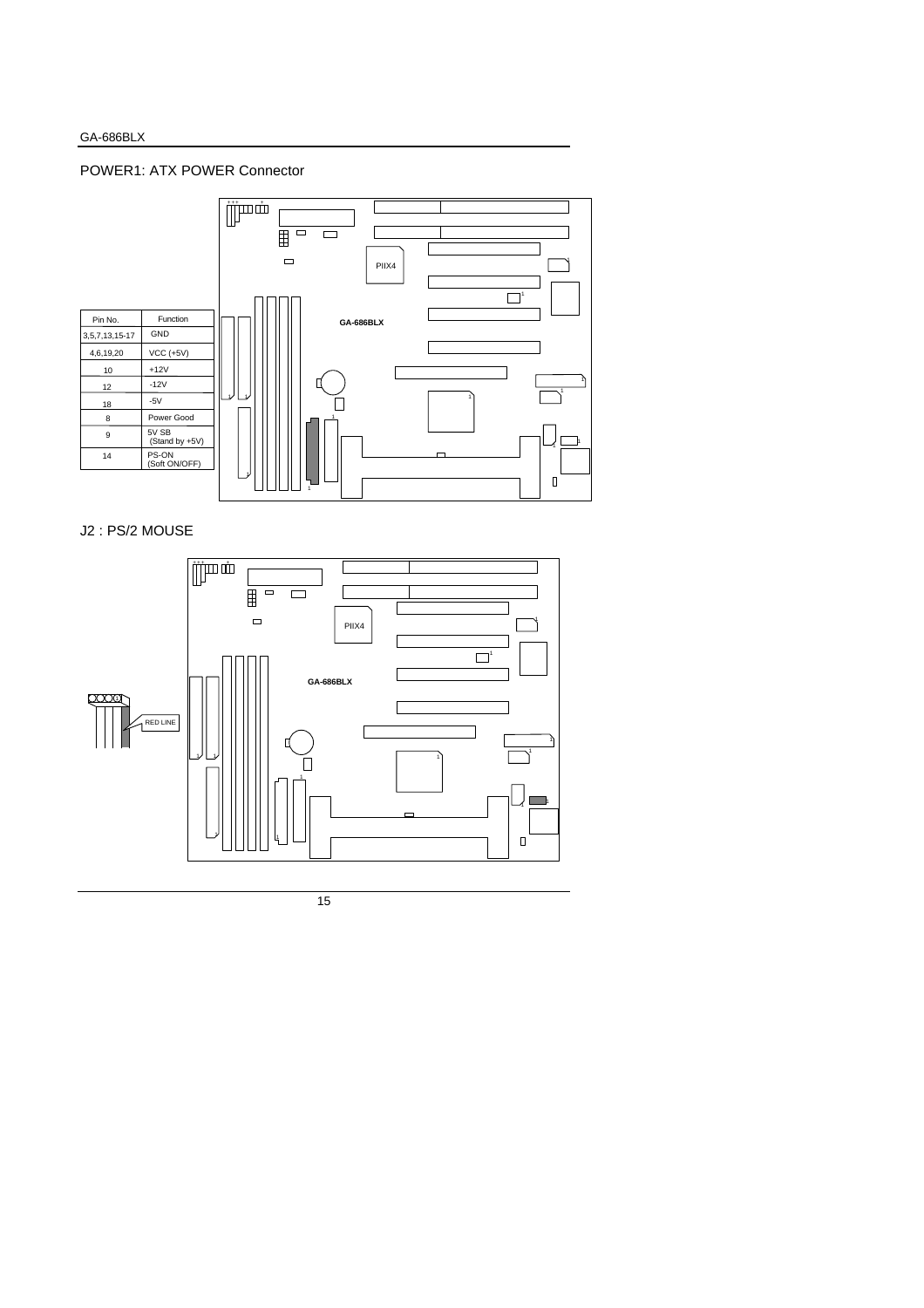## POWER1: ATX POWER Connector

| Pin No. | Function |
| --- | --- |
| 3,5,7,13,15-17 | GND |
| 4,6,19,20 | VCC (+5V) |
| 10 | +12V |
| 12 | -12V |
| 18 | -5V |
| 8 | Power Good |
| 9 | 5V SB (Stand by +5V) |
| 14 | PS-ON (Soft ON/OFF) |

## J2 : PS/2 MOUSE

RED LINE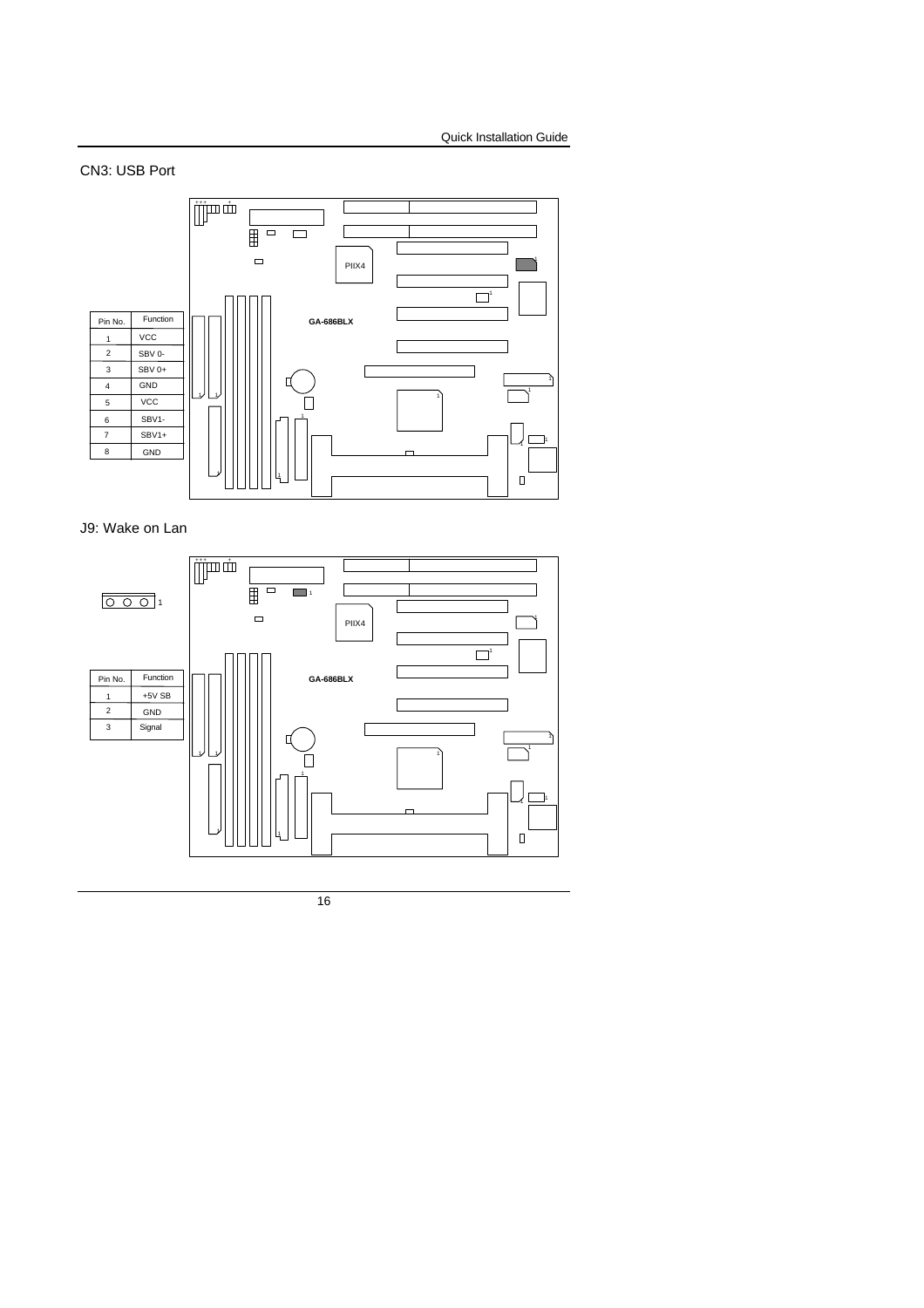## CN3: USB Port

| Pin No. | Function |
|---|---|
| 1 | VCC |
| 2 | SBV 0- |
| 3 | SBV 0+ |
| 4 | GND |
| 5 | VCC |
| 6 | SBV1- |
| 7 | SBV1+ |
| 8 | GND |

## J9: Wake on Lan

| Pin No. | Function |
|---|---|
| 1 | +5V SB |
| 2 | GND |
| 3 | Signal |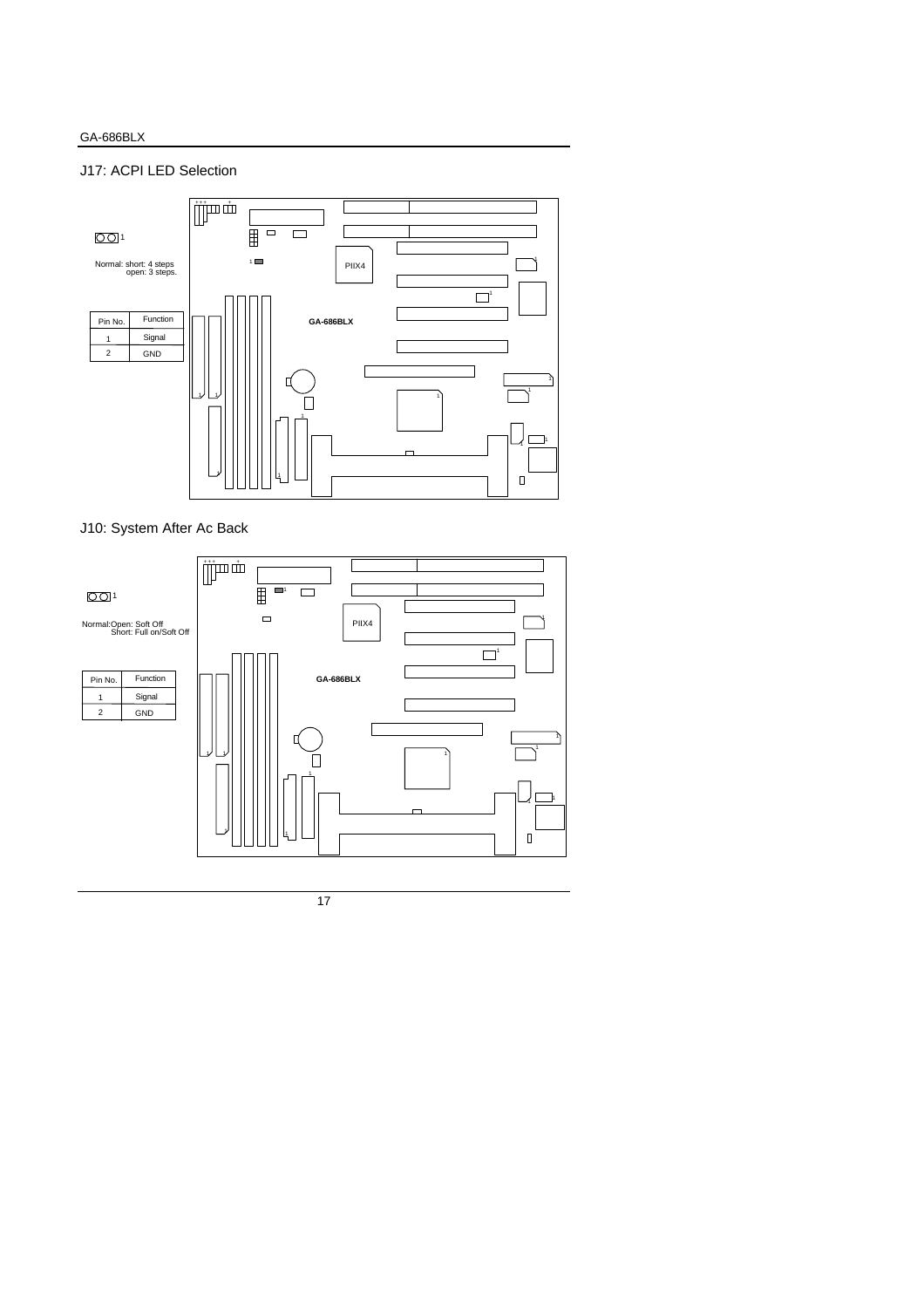## J17: ACPI LED Selection

1

Normal: short: 4 steps
open: 3 steps.

| Pin No. | Function |
|---|---|
| 1 | Signal |
| 2 | GND |

## J10: System After Ac Back

1

Normal:Open: Soft Off
Short: Full on/Soft Off

| Pin No. | Function |
|---|---|
| 1 | Signal |
| 2 | GND |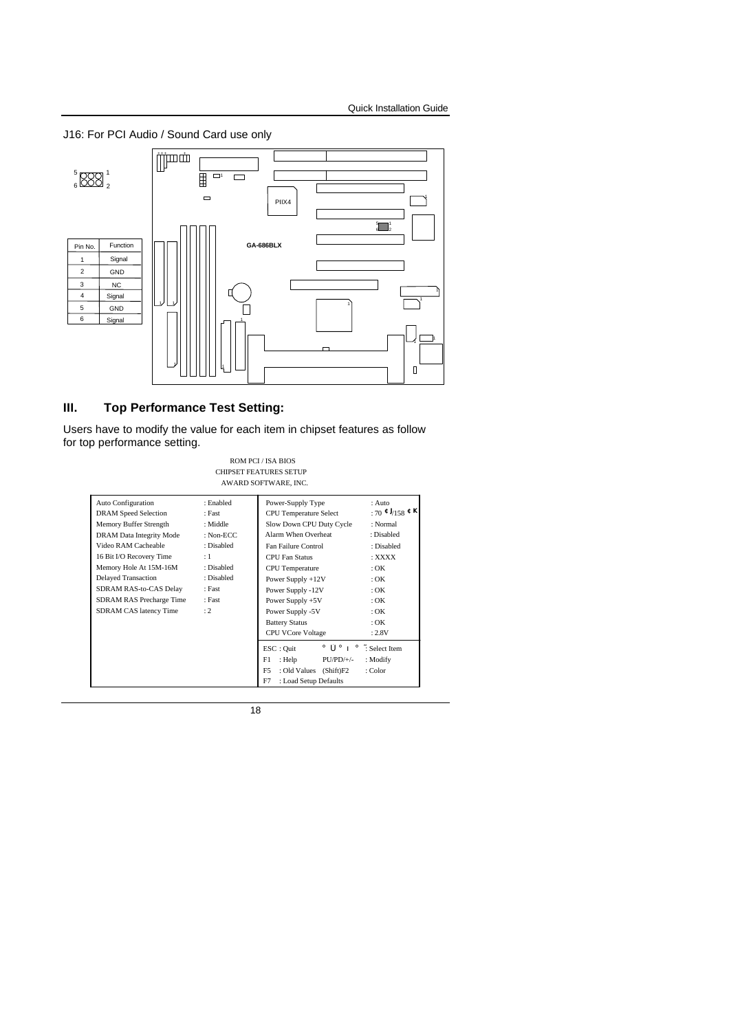J16: For PCI Audio / Sound Card use only

| Pin No. | Function |
|---|---|
| 1 | Signal |
| 2 | GND |
| 3 | NC |
| 4 | Signal |
| 5 | GND |
| 6 | Signal |

5 1
6 2

PIIX4

GA-686BLX

## III. Top Performance Test Setting:

Users have to modify the value for each item in chipset features as follow for top performance setting.

ROM PCI / ISA BIOS
CHIPSET FEATURES SETUP
AWARD SOFTWARE, INC.

| | | | |
|---|---|---|---|
| Auto Configuration | : Enabled | Power-Supply Type | : Auto |
| DRAM Speed Selection | : Fast | CPU Temperature Select | : 70 ℃/158 ℉ |
| Memory Buffer Strength | : Middle | Slow Down CPU Duty Cycle | : Normal |
| DRAM Data Integrity Mode | : Non-ECC | Alarm When Overheat | : Disabled |
| Video RAM Cacheable | : Disabled | Fan Failure Control | : Disabled |
| 16 Bit I/O Recovery Time | : 1 | CPU Fan Status | : XXXX |
| Memory Hole At 15M-16M | : Disabled | CPU Temperature | : OK |
| Delayed Transaction | : Disabled | Power Supply +12V | : OK |
| SDRAM RAS-to-CAS Delay | : Fast | Power Supply -12V | : OK |
| SDRAM RAS Precharge Time | : Fast | Power Supply +5V | : OK |
| SDRAM CAS latency Time | : 2 | Power Supply -5V | : OK |
| | | Battery Status | : OK |
| | | CPU VCore Voltage | : 2.8V |

ESC : Quit ↑↓→← : Select Item
F1 : Help PU/PD/+/- : Modify
F5 : Old Values (Shift)F2 : Color
F7 : Load Setup Defaults